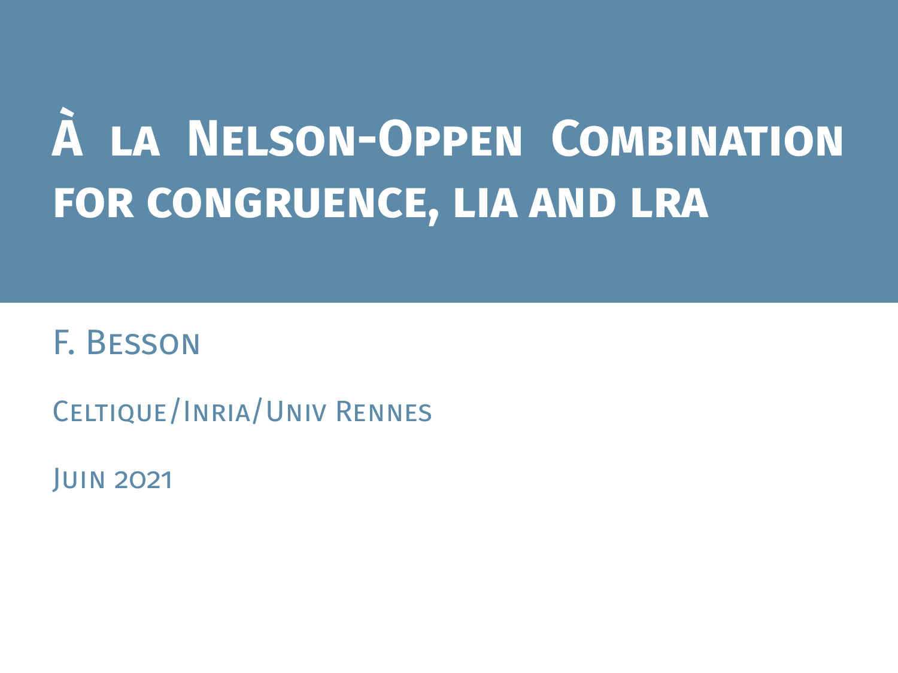# À la Nelson-Oppen Combination for congruence, LIA and LRA

F. Besson

Celtique/Inria/Univ Rennes

Juin 2021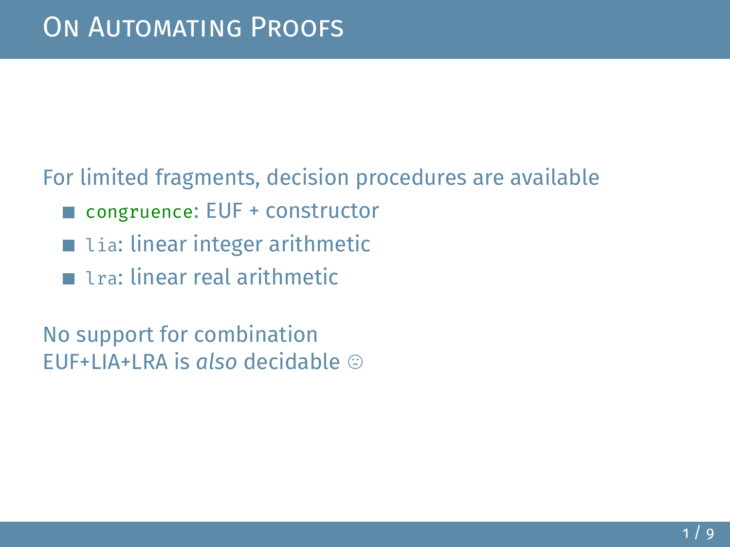# On Automating Proofs

For limited fragments, decision procedures are available

- `congruence`: EUF + constructor
- `lia`: linear integer arithmetic
- `lra`: linear real arithmetic

No support for combination
EUF+LIA+LRA is *also* decidable ☹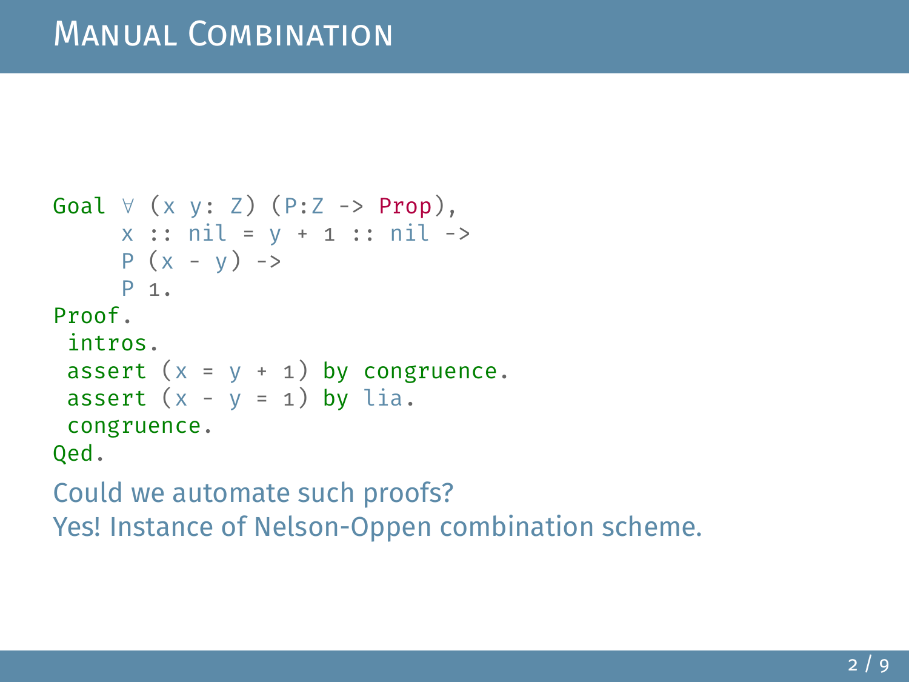# Manual Combination

```
Goal ∀ (x y: Z) (P:Z -> Prop),
     x :: nil = y + 1 :: nil ->
     P (x - y) ->
     P 1.
Proof.
 intros.
 assert (x = y + 1) by congruence.
 assert (x - y = 1) by lia.
 congruence.
Qed.
```

Could we automate such proofs?

Yes! Instance of Nelson-Oppen combination scheme.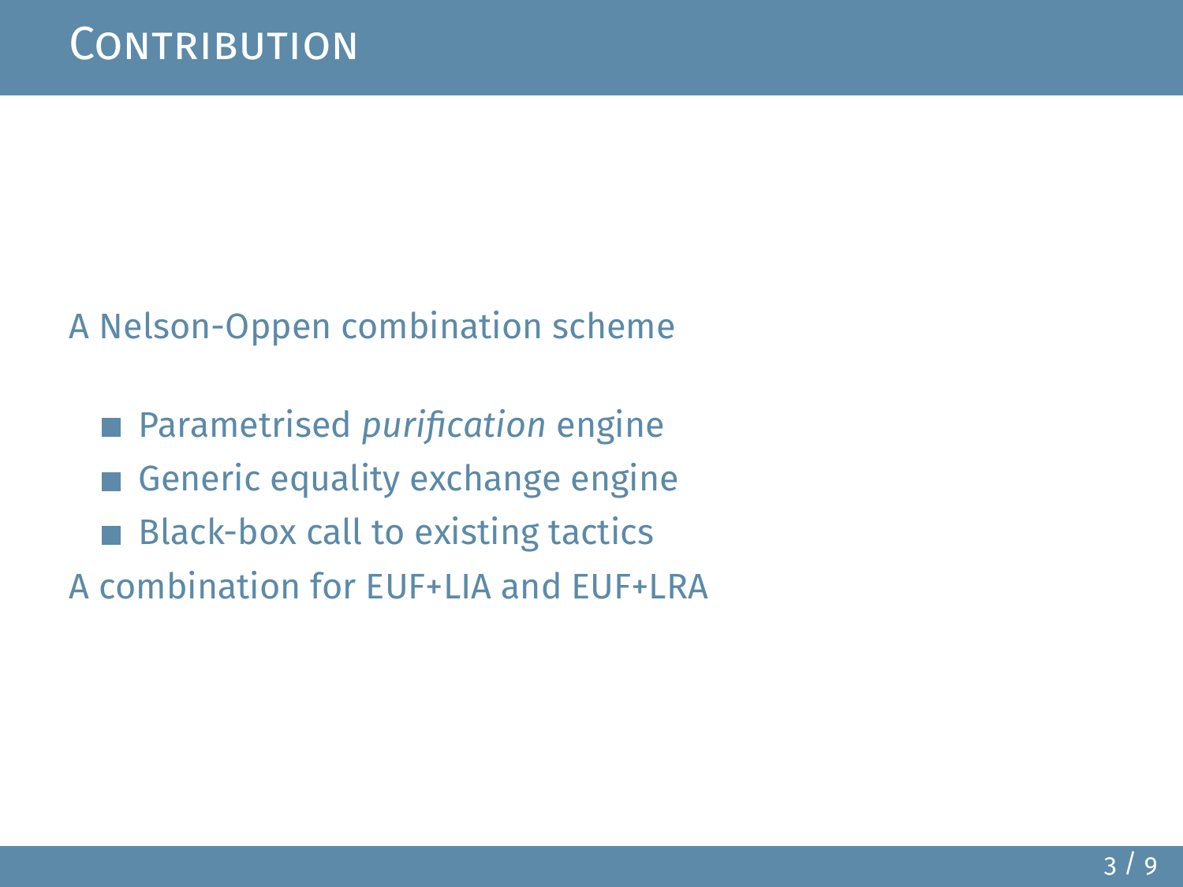# Contribution

A Nelson-Oppen combination scheme

- Parametrised *purification* engine
- Generic equality exchange engine
- Black-box call to existing tactics

A combination for EUF+LIA and EUF+LRA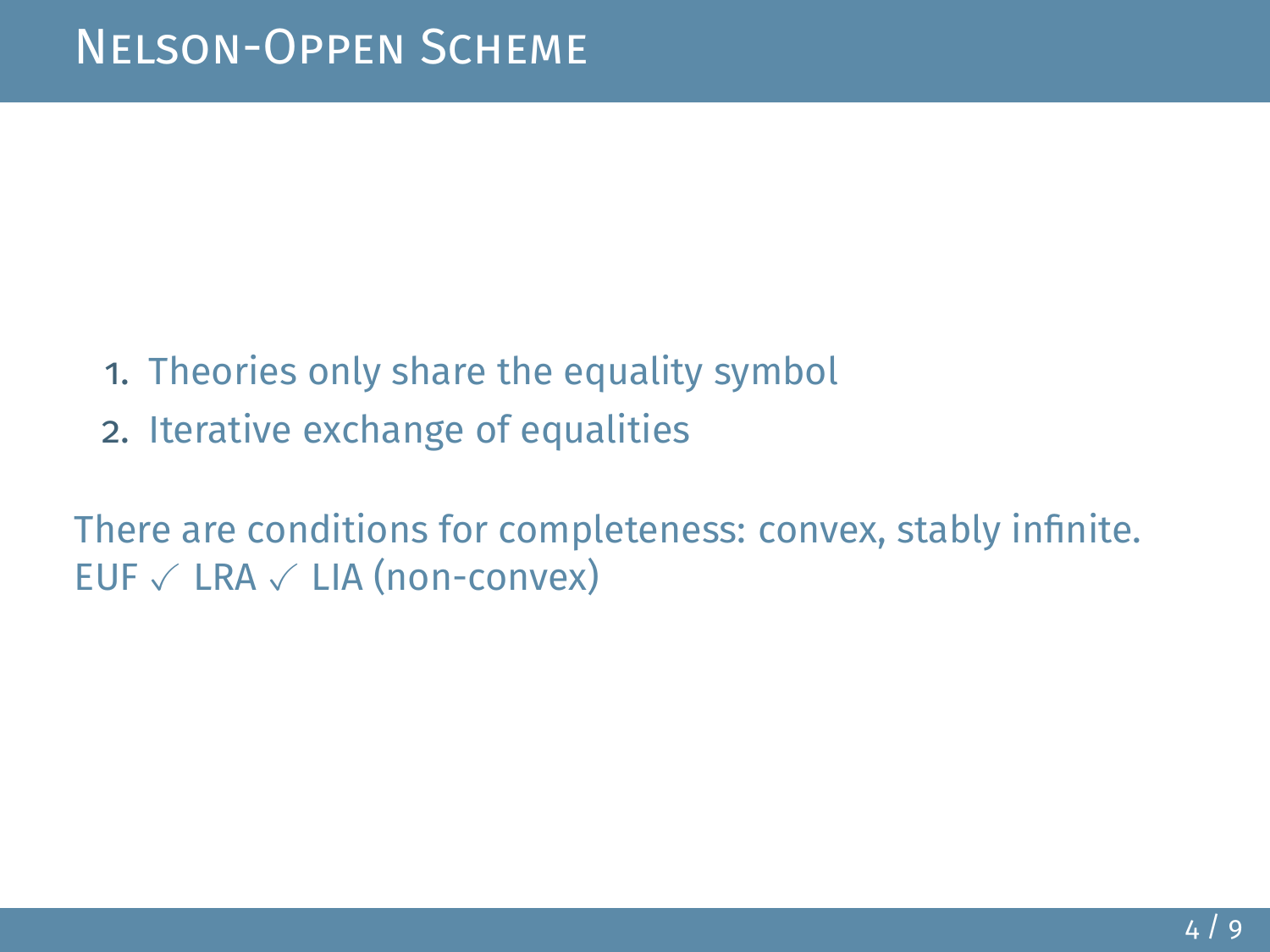# Nelson-Oppen Scheme

1. Theories only share the equality symbol
2. Iterative exchange of equalities

There are conditions for completeness: convex, stably infinite.
EUF ✓ LRA ✓ LIA (non-convex)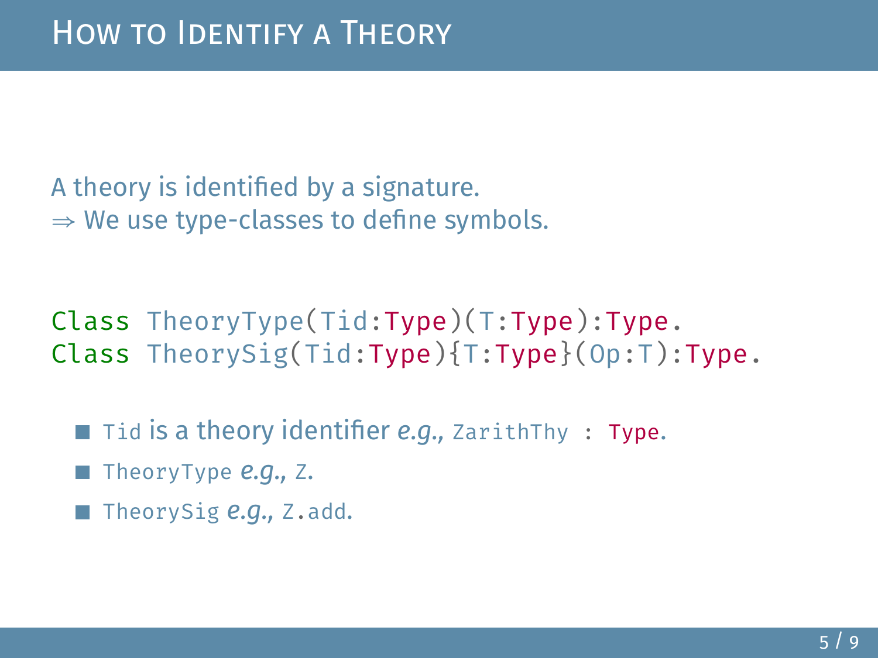# How to Identify a Theory

A theory is identified by a signature.
⇒ We use type-classes to define symbols.

```
Class TheoryType(Tid:Type)(T:Type):Type.
Class TheorySig(Tid:Type){T:Type}(Op:T):Type.
```

- `Tid` is a theory identifier *e.g.,* `ZarithThy : Type`.
- `TheoryType` *e.g.,* `Z`.
- `TheorySig` *e.g.,* `Z.add`.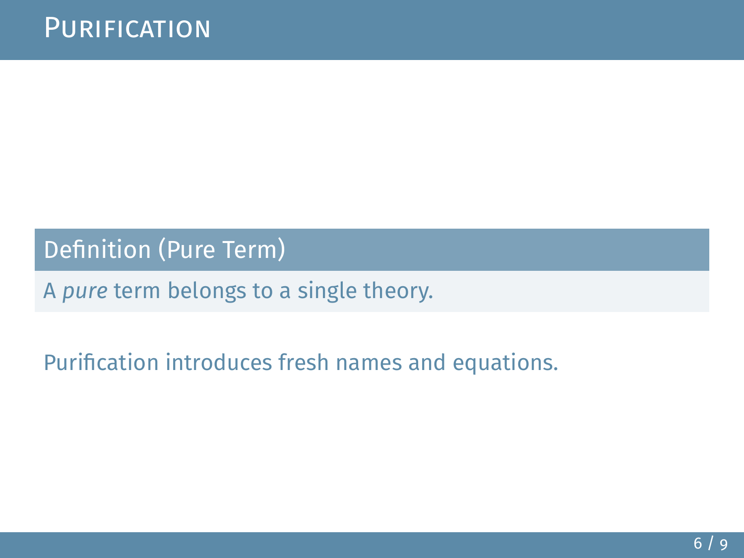# Purification

**Definition (Pure Term)**

A *pure* term belongs to a single theory.

Purification introduces fresh names and equations.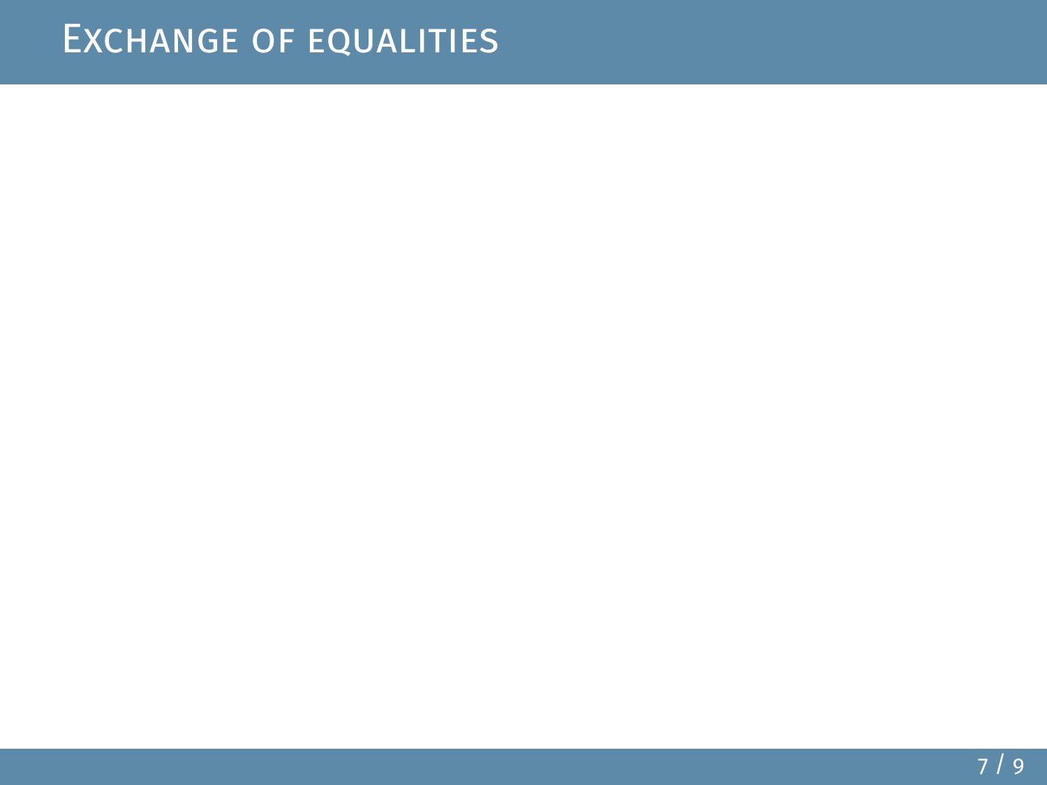# Exchange of equalities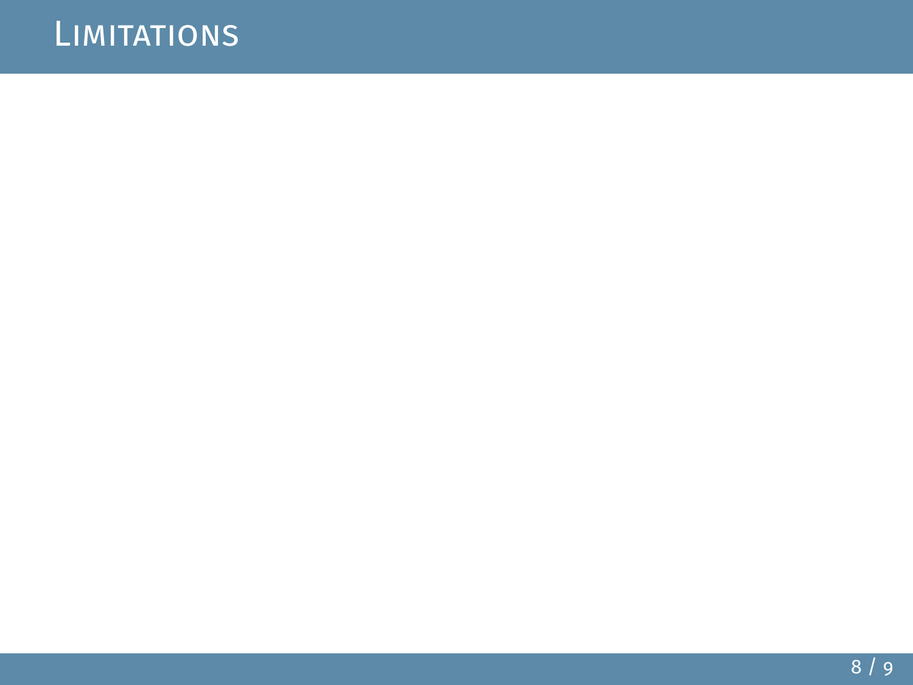# Limitations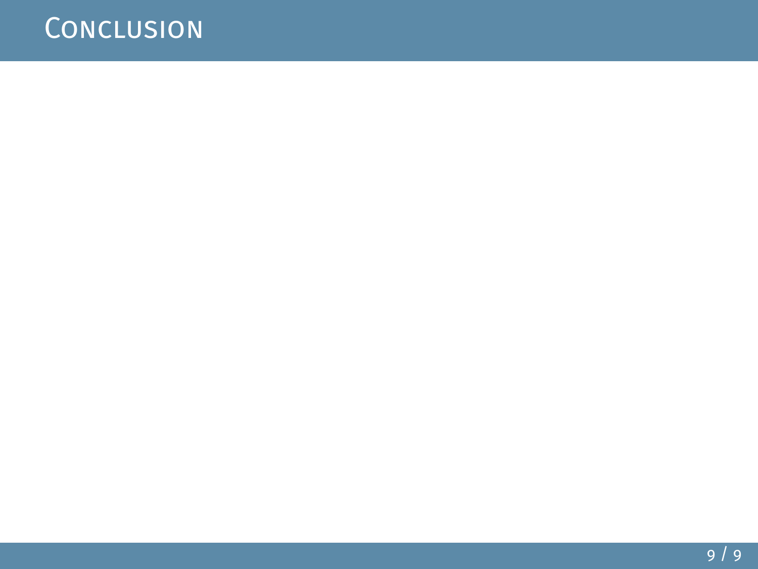# Conclusion